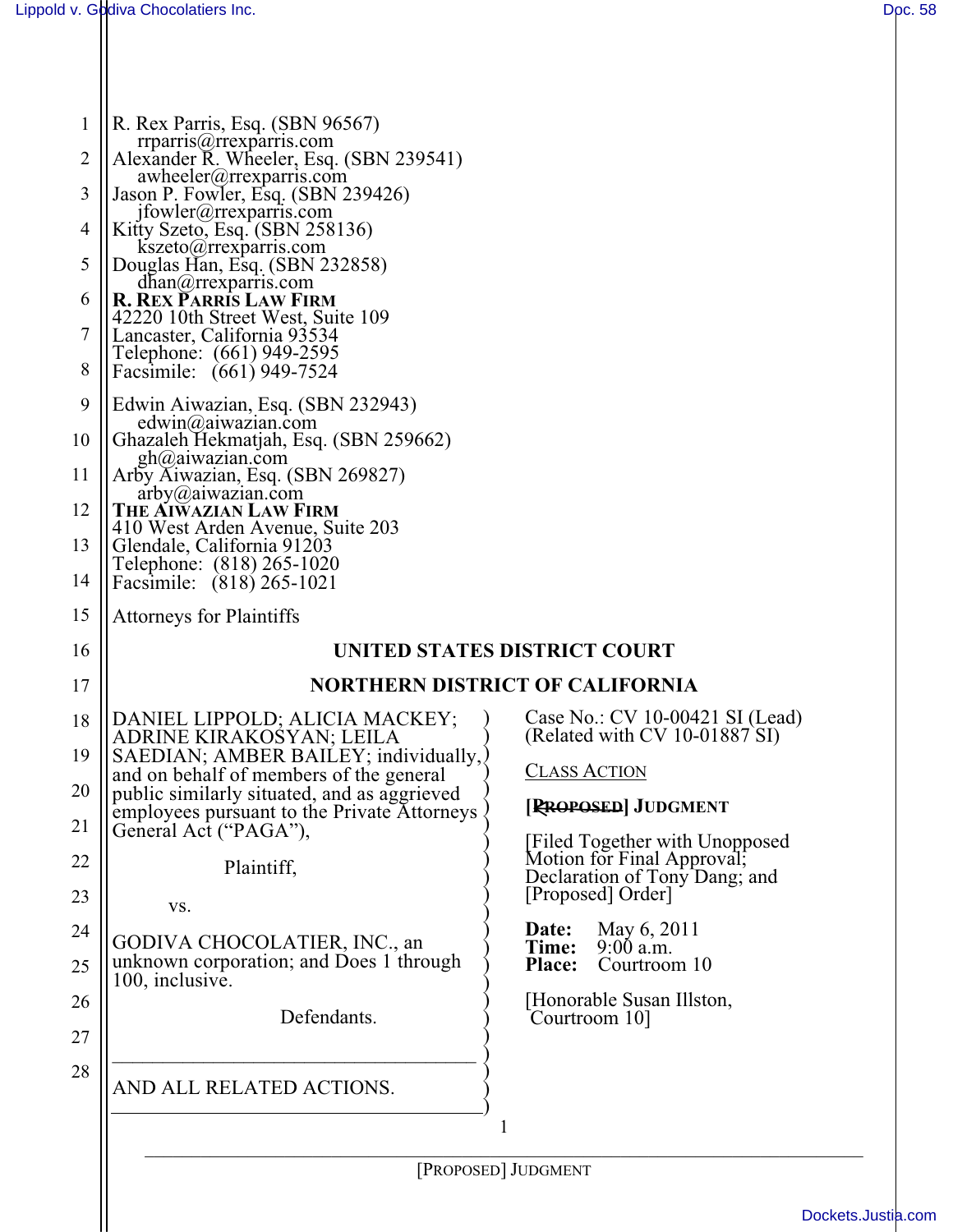R. Rex Parris, Esq. (SBN 96567)
rrparris@rrexparris.com
Alexander R. Wheeler, Esq. (SBN 239541)
awheeler@rrexparris.com
Jason P. Fowler, Esq. (SBN 239426)
jfowler@rrexparris.com
Kitty Szeto, Esq. (SBN 258136)
kszeto@rrexparris.com
Douglas Han, Esq. (SBN 232858)
dhan@rrexparris.com
**R. REX PARRIS LAW FIRM**
42220 10th Street West, Suite 109
Lancaster, California 93534
Telephone: (661) 949-2595
Facsimile: (661) 949-7524

Edwin Aiwazian, Esq. (SBN 232943)
edwin@aiwazian.com
Ghazaleh Hekmatjah, Esq. (SBN 259662)
gh@aiwazian.com
Arby Aiwazian, Esq. (SBN 269827)
arby@aiwazian.com
**THE AIWAZIAN LAW FIRM**
410 West Arden Avenue, Suite 203
Glendale, California 91203
Telephone: (818) 265-1020
Facsimile: (818) 265-1021

Attorneys for Plaintiffs

**UNITED STATES DISTRICT COURT**

**NORTHERN DISTRICT OF CALIFORNIA**

DANIEL LIPPOLD; ALICIA MACKEY; ADRINE KIRAKOSYAN; LEILA SAEDIAN; AMBER BAILEY; individually, and on behalf of members of the general public similarly situated, and as aggrieved employees pursuant to the Private Attorneys General Act ("PAGA"),

Plaintiff,

vs.

GODIVA CHOCOLATIER, INC., an unknown corporation; and Does 1 through 100, inclusive.

Defendants.

AND ALL RELATED ACTIONS.

Case No.: CV 10-00421 SI (Lead)
(Related with CV 10-01887 SI)

CLASS ACTION

**[~~PROPOSED~~] JUDGMENT**

[Filed Together with Unopposed Motion for Final Approval; Declaration of Tony Dang; and [Proposed] Order]

**Date:** May 6, 2011
**Time:** 9:00 a.m.
**Place:** Courtroom 10

[Honorable Susan Illston, Courtroom 10]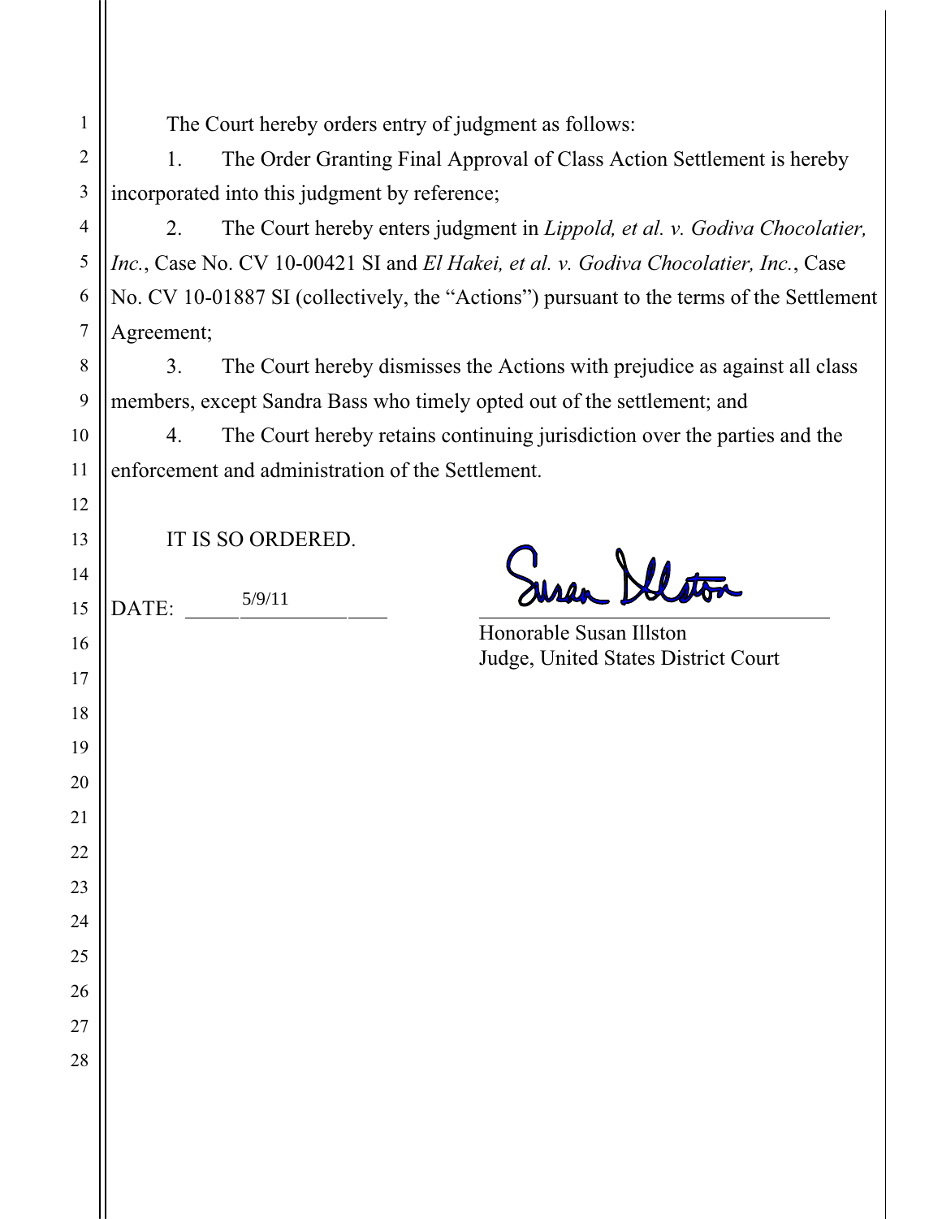The Court hereby orders entry of judgment as follows:

1. The Order Granting Final Approval of Class Action Settlement is hereby incorporated into this judgment by reference;

2. The Court hereby enters judgment in *Lippold, et al. v. Godiva Chocolatier, Inc.*, Case No. CV 10-00421 SI and *El Hakei, et al. v. Godiva Chocolatier, Inc.*, Case No. CV 10-01887 SI (collectively, the "Actions") pursuant to the terms of the Settlement Agreement;

3. The Court hereby dismisses the Actions with prejudice as against all class members, except Sandra Bass who timely opted out of the settlement; and

4. The Court hereby retains continuing jurisdiction over the parties and the enforcement and administration of the Settlement.

IT IS SO ORDERED.

DATE: 5/9/11

Honorable Susan Illston
Judge, United States District Court